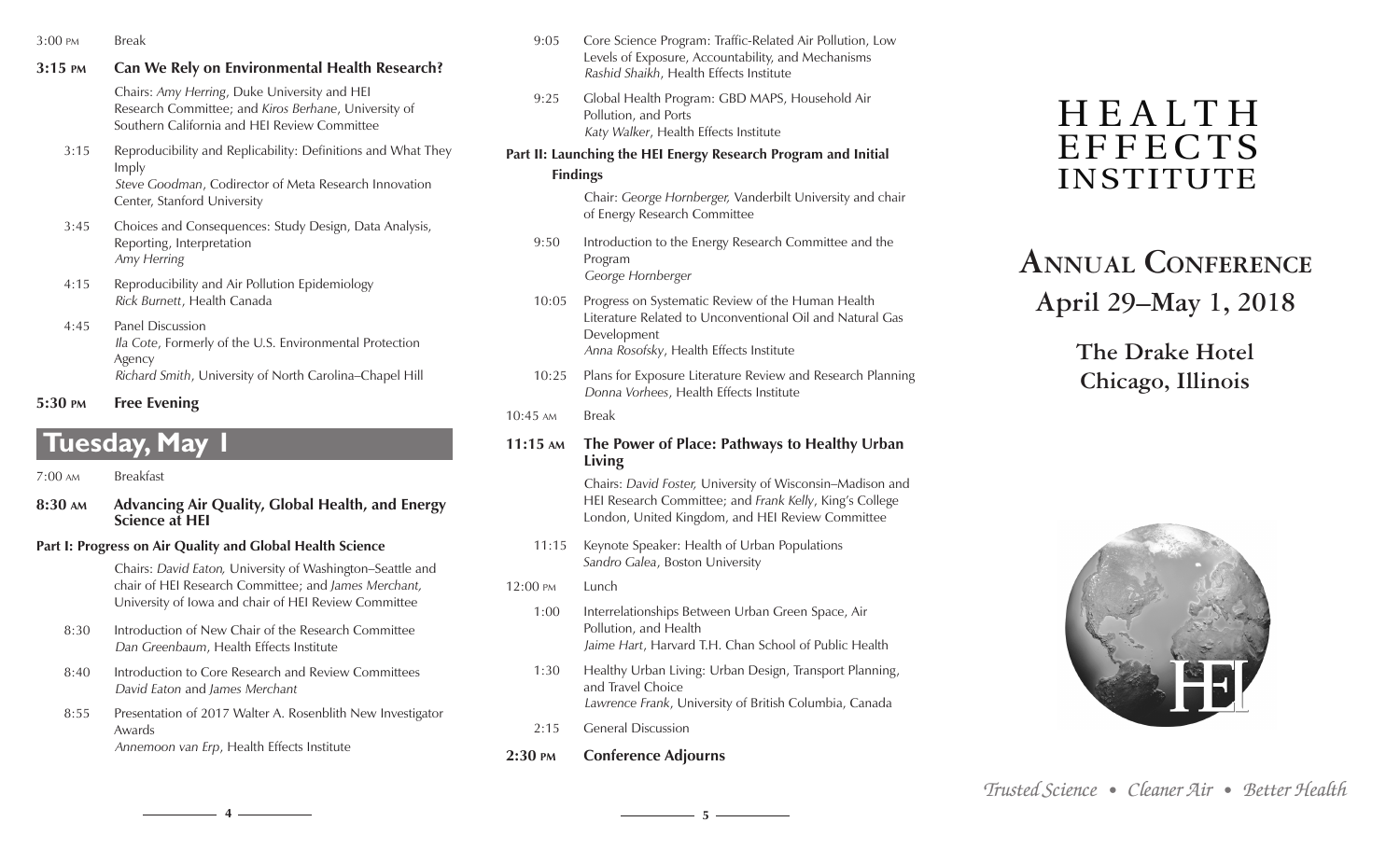3:00 PM Break

**3:15 PM Can We Rely on Environmental Health Research?**

Chairs: *Amy Herring*, Duke University and HEI Research Committee; and *Kiros Berhane*, University of Southern California and HEI Review Committee

3:15 Reproducibility and Replicability: Definitions and What They Imply
*Steve Goodman*, Codirector of Meta Research Innovation Center, Stanford University

3:45 Choices and Consequences: Study Design, Data Analysis, Reporting, Interpretation
*Amy Herring*

4:15 Reproducibility and Air Pollution Epidemiology
*Rick Burnett*, Health Canada

4:45 Panel Discussion
*Ila Cote*, Formerly of the U.S. Environmental Protection Agency
*Richard Smith*, University of North Carolina–Chapel Hill

**5:30 PM Free Evening**

## Tuesday, May 1

7:00 AM Breakfast

**8:30 AM Advancing Air Quality, Global Health, and Energy Science at HEI**

**Part I: Progress on Air Quality and Global Health Science**

Chairs: *David Eaton,* University of Washington–Seattle and chair of HEI Research Committee; and *James Merchant,* University of Iowa and chair of HEI Review Committee

8:30 Introduction of New Chair of the Research Committee
*Dan Greenbaum*, Health Effects Institute

8:40 Introduction to Core Research and Review Committees
*David Eaton* and *James Merchant*

8:55 Presentation of 2017 Walter A. Rosenblith New Investigator Awards
*Annemoon van Erp*, Health Effects Institute

9:05 Core Science Program: Traffic-Related Air Pollution, Low Levels of Exposure, Accountability, and Mechanisms
*Rashid Shaikh*, Health Effects Institute

9:25 Global Health Program: GBD MAPS, Household Air Pollution, and Ports
*Katy Walker*, Health Effects Institute

**Part II: Launching the HEI Energy Research Program and Initial Findings**

Chair: *George Hornberger,* Vanderbilt University and chair of Energy Research Committee

9:50 Introduction to the Energy Research Committee and the Program
*George Hornberger*

10:05 Progress on Systematic Review of the Human Health Literature Related to Unconventional Oil and Natural Gas Development
*Anna Rosofsky*, Health Effects Institute

10:25 Plans for Exposure Literature Review and Research Planning
*Donna Vorhees*, Health Effects Institute

10:45 AM Break

**11:15 AM The Power of Place: Pathways to Healthy Urban Living**

Chairs: *David Foster,* University of Wisconsin–Madison and HEI Research Committee; and *Frank Kelly*, King's College London, United Kingdom, and HEI Review Committee

11:15 Keynote Speaker: Health of Urban Populations
*Sandro Galea*, Boston University

12:00 PM Lunch

1:00 Interrelationships Between Urban Green Space, Air Pollution, and Health
*Jaime Hart*, Harvard T.H. Chan School of Public Health

1:30 Healthy Urban Living: Urban Design, Transport Planning, and Travel Choice
*Lawrence Frank*, University of British Columbia, Canada

2:15 General Discussion

**2:30 PM Conference Adjourns**

# HEALTH EFFECTS INSTITUTE

## Annual Conference
## April 29–May 1, 2018

### The Drake Hotel
### Chicago, Illinois

*Trusted Science • Cleaner Air • Better Health*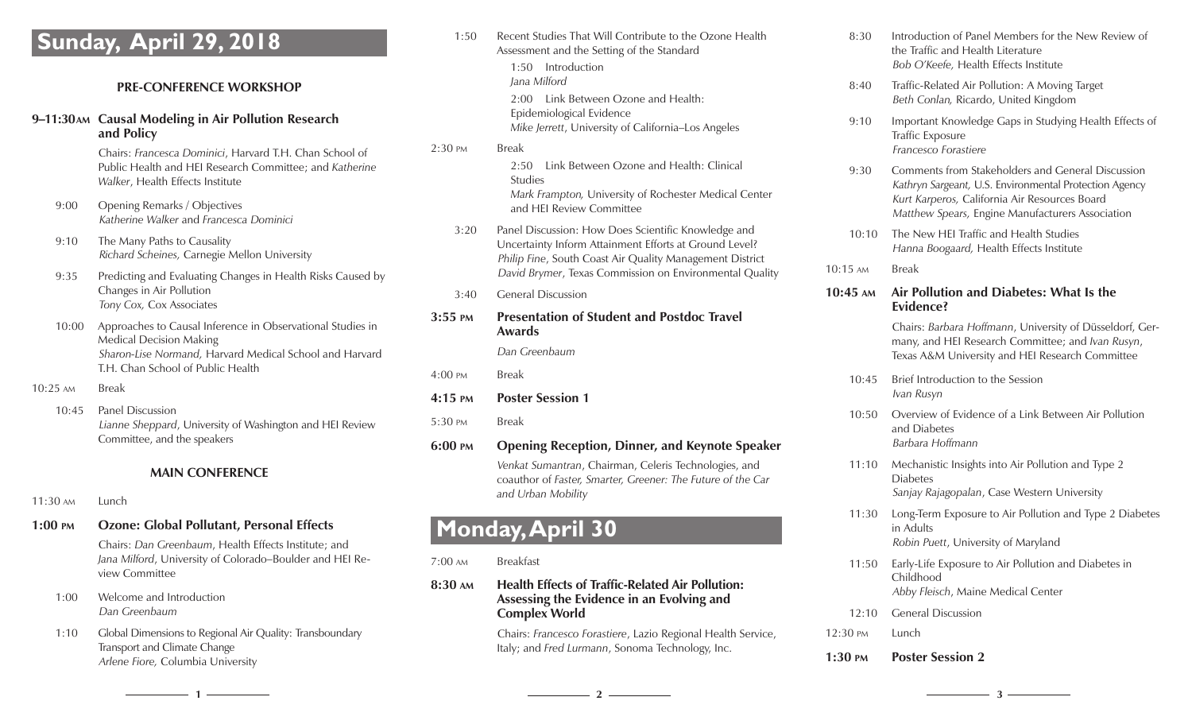# Sunday, April 29, 2018

### PRE-CONFERENCE WORKSHOP

**9–11:30 AM Causal Modeling in Air Pollution Research and Policy**

Chairs: *Francesca Dominici*, Harvard T.H. Chan School of Public Health and HEI Research Committee; and *Katherine Walker*, Health Effects Institute

9:00 Opening Remarks / Objectives
*Katherine Walker* and *Francesca Dominici*

9:10 The Many Paths to Causality
*Richard Scheines,* Carnegie Mellon University

9:35 Predicting and Evaluating Changes in Health Risks Caused by Changes in Air Pollution
*Tony Cox,* Cox Associates

10:00 Approaches to Causal Inference in Observational Studies in Medical Decision Making
*Sharon-Lise Normand,* Harvard Medical School and Harvard T.H. Chan School of Public Health

10:25 AM Break

10:45 Panel Discussion
*Lianne Sheppard*, University of Washington and HEI Review Committee, and the speakers

### MAIN CONFERENCE

11:30 AM Lunch

**1:00 PM Ozone: Global Pollutant, Personal Effects**

Chairs: *Dan Greenbaum*, Health Effects Institute; and *Jana Milford*, University of Colorado–Boulder and HEI Review Committee

1:00 Welcome and Introduction
*Dan Greenbaum*

1:10 Global Dimensions to Regional Air Quality: Transboundary Transport and Climate Change
*Arlene Fiore,* Columbia University

1:50 Recent Studies That Will Contribute to the Ozone Health Assessment and the Setting of the Standard

1:50 Introduction
*Jana Milford*

2:00 Link Between Ozone and Health: Epidemiological Evidence
*Mike Jerrett*, University of California–Los Angeles

2:30 PM Break

2:50 Link Between Ozone and Health: Clinical Studies
*Mark Frampton,* University of Rochester Medical Center and HEI Review Committee

3:20 Panel Discussion: How Does Scientific Knowledge and Uncertainty Inform Attainment Efforts at Ground Level?
*Philip Fine*, South Coast Air Quality Management District
*David Brymer*, Texas Commission on Environmental Quality

3:40 General Discussion

**3:55 PM Presentation of Student and Postdoc Travel Awards**

*Dan Greenbaum*

4:00 PM Break

**4:15 PM Poster Session 1**

5:30 PM Break

**6:00 PM Opening Reception, Dinner, and Keynote Speaker**

*Venkat Sumantran*, Chairman, Celeris Technologies, and coauthor of *Faster, Smarter, Greener: The Future of the Car and Urban Mobility*

# Monday, April 30

7:00 AM Breakfast

**8:30 AM Health Effects of Traffic-Related Air Pollution: Assessing the Evidence in an Evolving and Complex World**

Chairs: *Francesco Forastiere*, Lazio Regional Health Service, Italy; and *Fred Lurmann*, Sonoma Technology, Inc.

8:30 Introduction of Panel Members for the New Review of the Traffic and Health Literature
*Bob O'Keefe,* Health Effects Institute

8:40 Traffic-Related Air Pollution: A Moving Target
*Beth Conlan,* Ricardo, United Kingdom

9:10 Important Knowledge Gaps in Studying Health Effects of Traffic Exposure
*Francesco Forastiere*

9:30 Comments from Stakeholders and General Discussion
*Kathryn Sargeant,* U.S. Environmental Protection Agency
*Kurt Karperos,* California Air Resources Board
*Matthew Spears,* Engine Manufacturers Association

10:10 The New HEI Traffic and Health Studies
*Hanna Boogaard,* Health Effects Institute

10:15 AM Break

**10:45 AM Air Pollution and Diabetes: What Is the Evidence?**

Chairs: *Barbara Hoffmann*, University of Düsseldorf, Germany, and HEI Research Committee; and *Ivan Rusyn*, Texas A&M University and HEI Research Committee

10:45 Brief Introduction to the Session
*Ivan Rusyn*

10:50 Overview of Evidence of a Link Between Air Pollution and Diabetes
*Barbara Hoffmann*

11:10 Mechanistic Insights into Air Pollution and Type 2 Diabetes
*Sanjay Rajagopalan*, Case Western University

11:30 Long-Term Exposure to Air Pollution and Type 2 Diabetes in Adults
*Robin Puett*, University of Maryland

11:50 Early-Life Exposure to Air Pollution and Diabetes in Childhood
*Abby Fleisch*, Maine Medical Center

12:10 General Discussion

12:30 PM Lunch

**1:30 PM Poster Session 2**